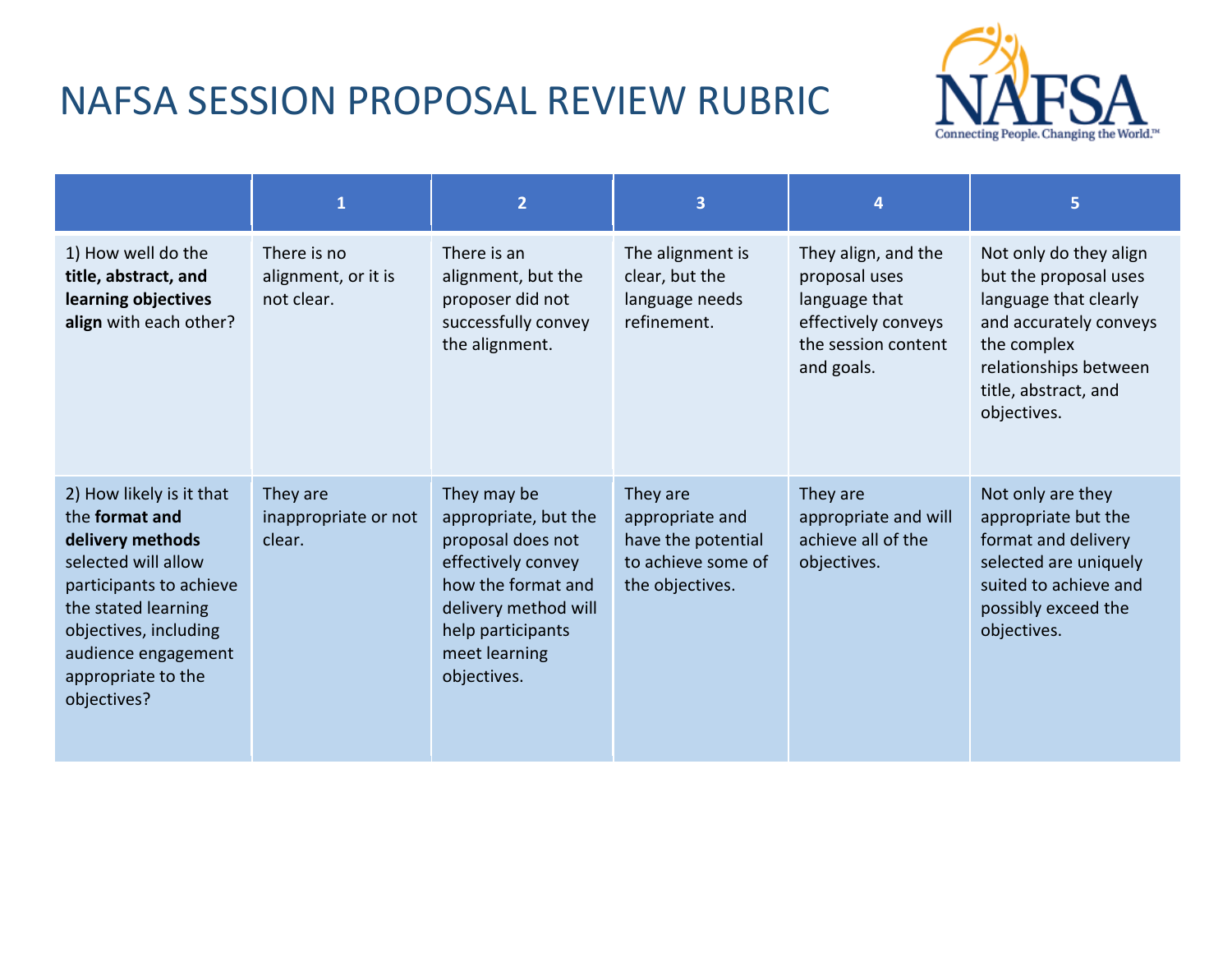# NAFSA SESSION PROPOSAL REVIEW RUBRIC

| | 1 | 2 | 3 | 4 | 5 |
|---|---|---|---|---|---|
| 1) How well do the **title, abstract, and learning objectives align** with each other? | There is no alignment, or it is not clear. | There is an alignment, but the proposer did not successfully convey the alignment. | The alignment is clear, but the language needs refinement. | They align, and the proposal uses language that effectively conveys the session content and goals. | Not only do they align but the proposal uses language that clearly and accurately conveys the complex relationships between title, abstract, and objectives. |
| 2) How likely is it that the **format and delivery methods** selected will allow participants to achieve the stated learning objectives, including audience engagement appropriate to the objectives? | They are inappropriate or not clear. | They may be appropriate, but the proposal does not effectively convey how the format and delivery method will help participants meet learning objectives. | They are appropriate and have the potential to achieve some of the objectives. | They are appropriate and will achieve all of the objectives. | Not only are they appropriate but the format and delivery selected are uniquely suited to achieve and possibly exceed the objectives. |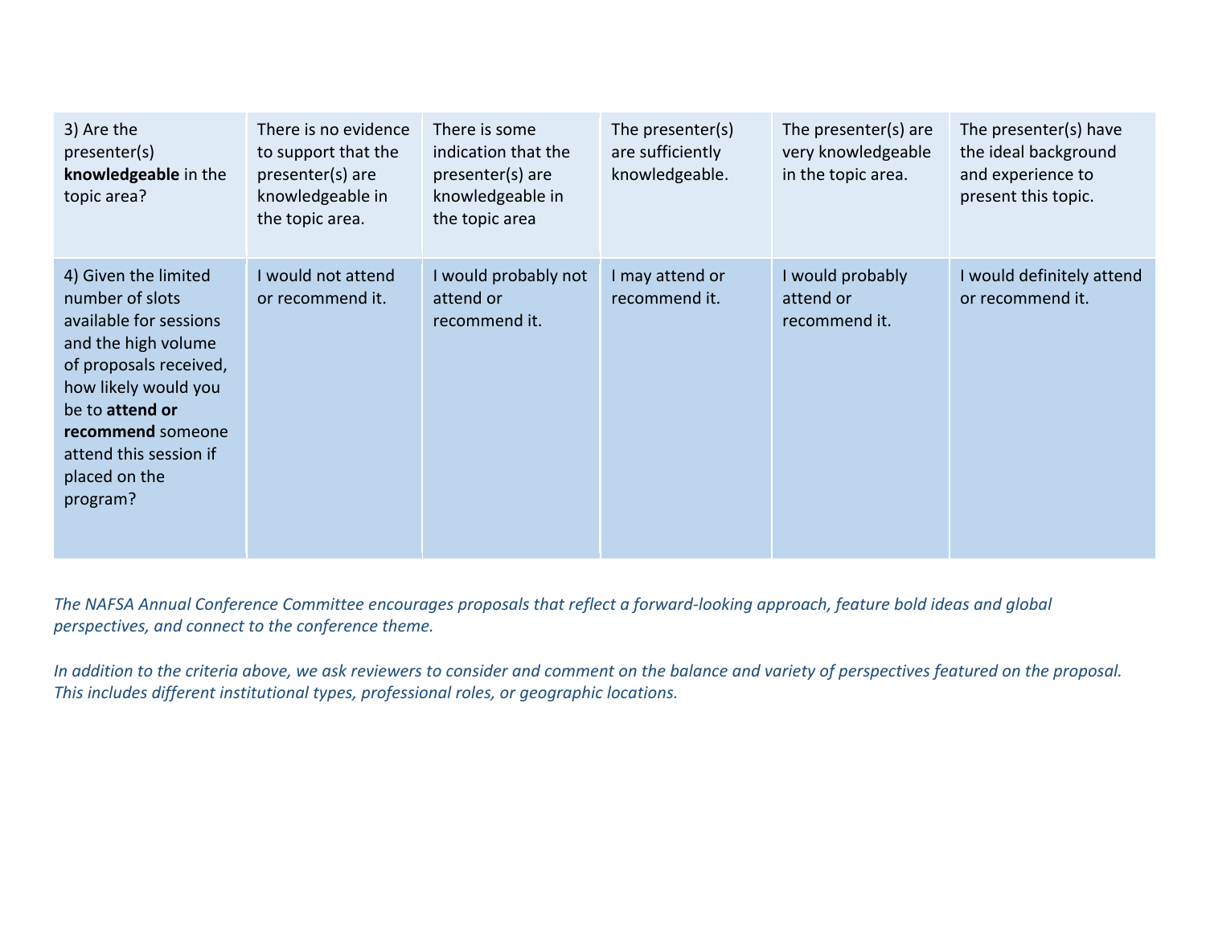| | | | | | |
|---|---|---|---|---|---|
| 3) Are the presenter(s) **knowledgeable** in the topic area? | There is no evidence to support that the presenter(s) are knowledgeable in the topic area. | There is some indication that the presenter(s) are knowledgeable in the topic area | The presenter(s) are sufficiently knowledgeable. | The presenter(s) are very knowledgeable in the topic area. | The presenter(s) have the ideal background and experience to present this topic. |
| 4) Given the limited number of slots available for sessions and the high volume of proposals received, how likely would you be to **attend or recommend** someone attend this session if placed on the program? | I would not attend or recommend it. | I would probably not attend or recommend it. | I may attend or recommend it. | I would probably attend or recommend it. | I would definitely attend or recommend it. |

*The NAFSA Annual Conference Committee encourages proposals that reflect a forward-looking approach, feature bold ideas and global perspectives, and connect to the conference theme.*

*In addition to the criteria above, we ask reviewers to consider and comment on the balance and variety of perspectives featured on the proposal. This includes different institutional types, professional roles, or geographic locations.*